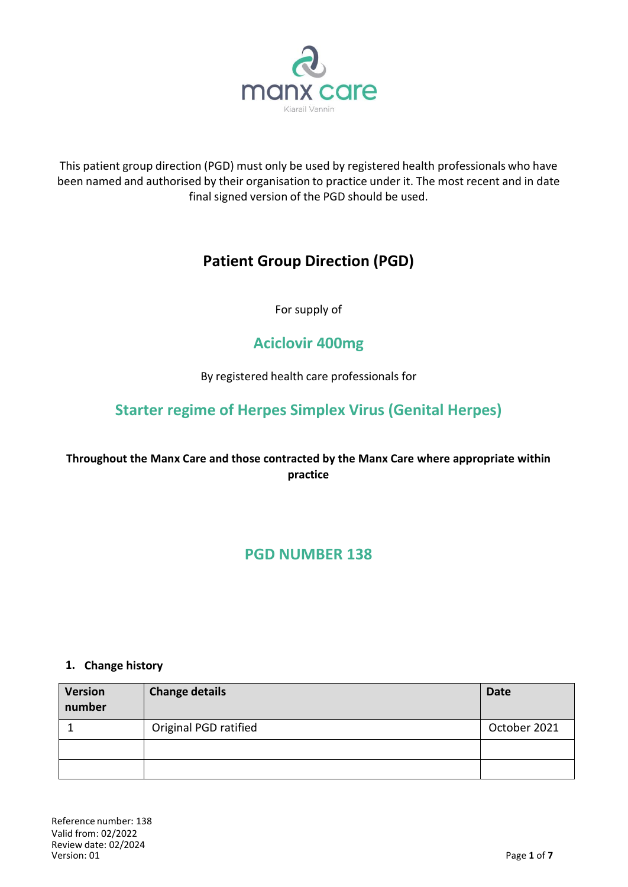This patient group direction (PGD) must only be used by registered health professionals who have been named and authorised by their organisation to practice under it. The most recent and in date final signed version of the PGD should be used.

# Patient Group Direction (PGD)

For supply of

## Aciclovir 400mg

By registered health care professionals for

## Starter regime of Herpes Simplex Virus (Genital Herpes)

**Throughout the Manx Care and those contracted by the Manx Care where appropriate within practice**

## PGD NUMBER 138

### 1. Change history

| Version number | Change details | Date |
|---|---|---|
| 1 | Original PGD ratified | October 2021 |
| | | |
| | | |

Reference number: 138
Valid from: 02/2022
Review date: 02/2024
Version: 01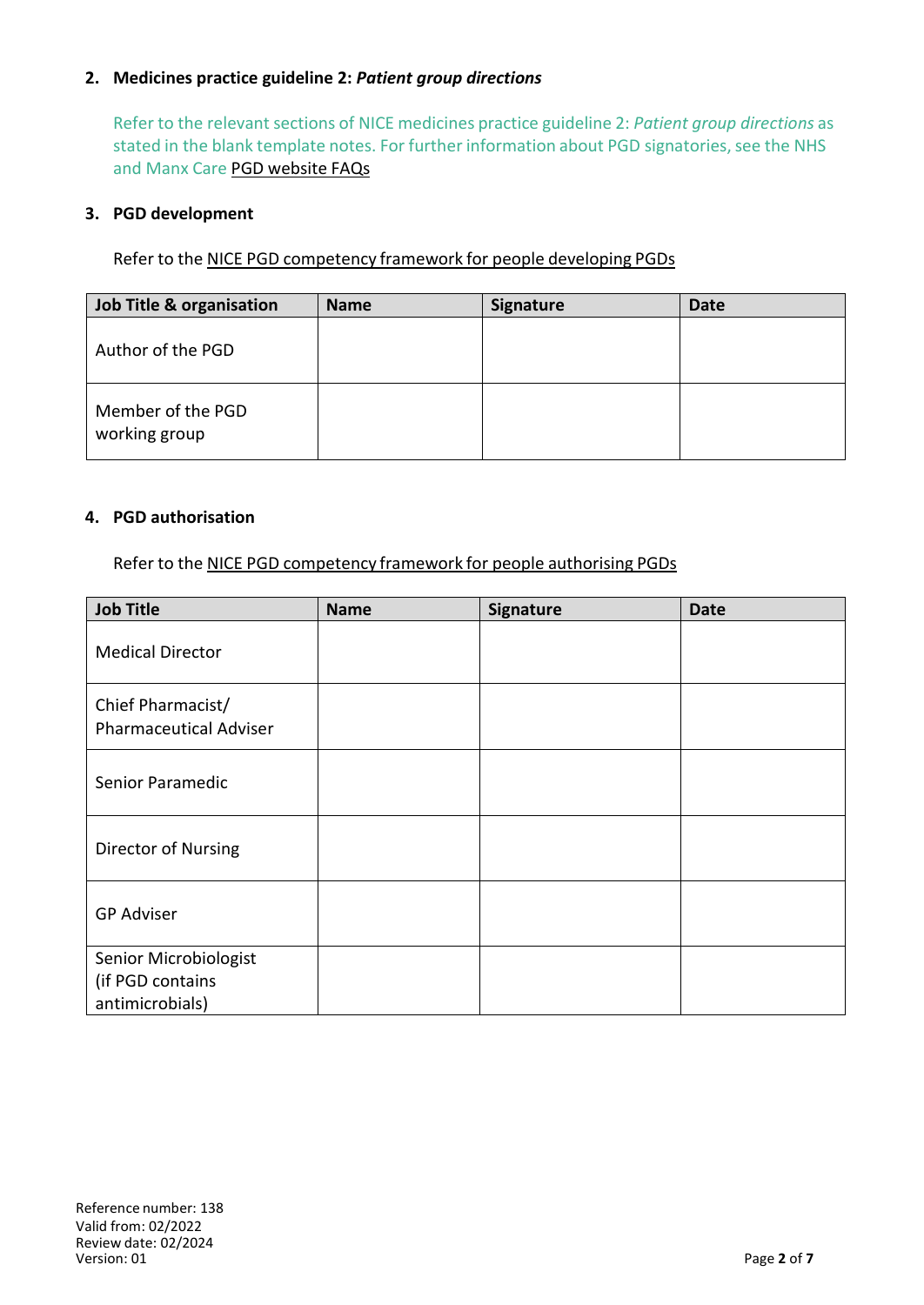## 2. Medicines practice guideline 2: *Patient group directions*

Refer to the relevant sections of NICE medicines practice guideline 2: *Patient group directions* as stated in the blank template notes. For further information about PGD signatories, see the NHS and Manx Care PGD website FAQs

## 3. PGD development

Refer to the NICE PGD competency framework for people developing PGDs

| Job Title & organisation | Name | Signature | Date |
|---|---|---|---|
| Author of the PGD | | | |
| Member of the PGD working group | | | |

## 4. PGD authorisation

Refer to the NICE PGD competency framework for people authorising PGDs

| Job Title | Name | Signature | Date |
|---|---|---|---|
| Medical Director | | | |
| Chief Pharmacist/ Pharmaceutical Adviser | | | |
| Senior Paramedic | | | |
| Director of Nursing | | | |
| GP Adviser | | | |
| Senior Microbiologist (if PGD contains antimicrobials) | | | |

Reference number: 138
Valid from: 02/2022
Review date: 02/2024
Version: 01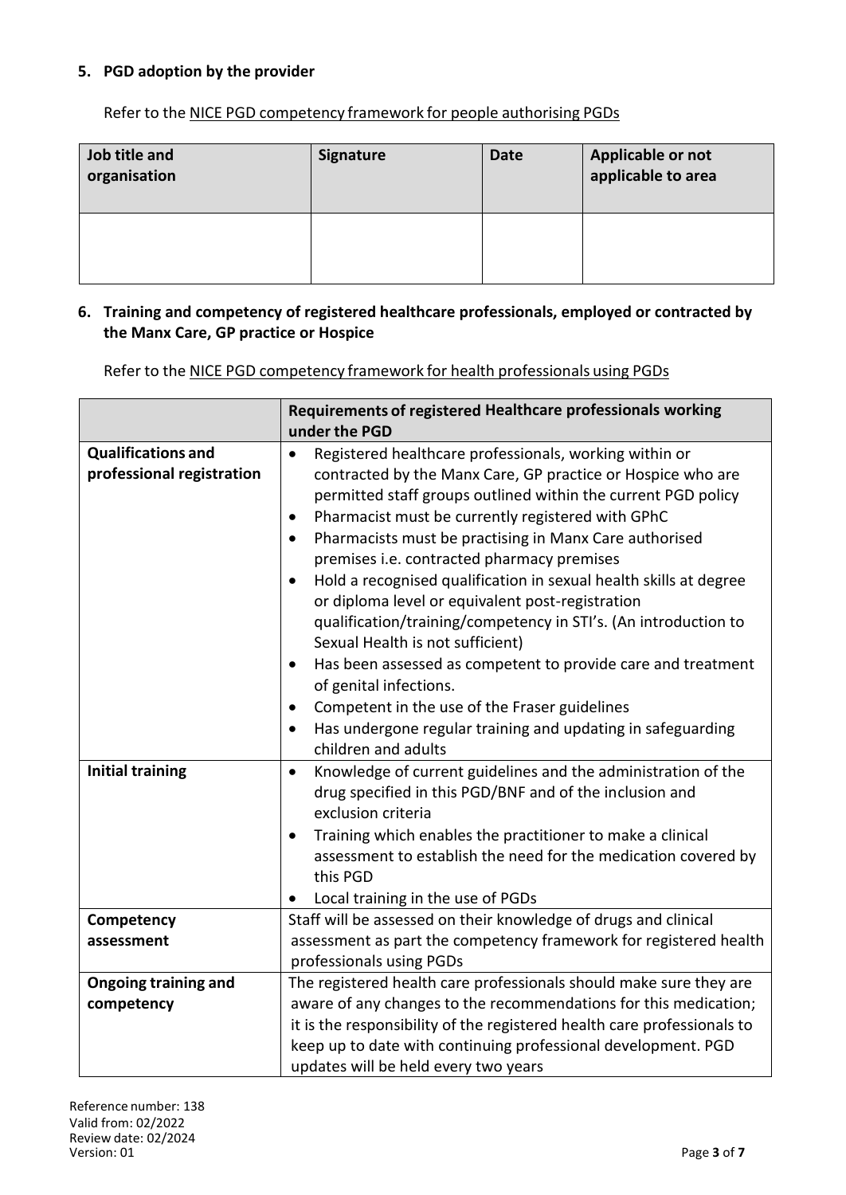## 5. PGD adoption by the provider

Refer to the NICE PGD competency framework for people authorising PGDs

| Job title and organisation | Signature | Date | Applicable or not applicable to area |
|---|---|---|---|
| | | | |

## 6. Training and competency of registered healthcare professionals, employed or contracted by the Manx Care, GP practice or Hospice

Refer to the NICE PGD competency framework for health professionals using PGDs

| | Requirements of registered Healthcare professionals working under the PGD |
|---|---|
| **Qualifications and professional registration** | • Registered healthcare professionals, working within or contracted by the Manx Care, GP practice or Hospice who are permitted staff groups outlined within the current PGD policy<br>• Pharmacist must be currently registered with GPhC<br>• Pharmacists must be practising in Manx Care authorised premises i.e. contracted pharmacy premises<br>• Hold a recognised qualification in sexual health skills at degree or diploma level or equivalent post-registration qualification/training/competency in STI's. (An introduction to Sexual Health is not sufficient)<br>• Has been assessed as competent to provide care and treatment of genital infections.<br>• Competent in the use of the Fraser guidelines<br>• Has undergone regular training and updating in safeguarding children and adults |
| **Initial training** | • Knowledge of current guidelines and the administration of the drug specified in this PGD/BNF and of the inclusion and exclusion criteria<br>• Training which enables the practitioner to make a clinical assessment to establish the need for the medication covered by this PGD<br>• Local training in the use of PGDs |
| **Competency assessment** | Staff will be assessed on their knowledge of drugs and clinical assessment as part the competency framework for registered health professionals using PGDs |
| **Ongoing training and competency** | The registered health care professionals should make sure they are aware of any changes to the recommendations for this medication; it is the responsibility of the registered health care professionals to keep up to date with continuing professional development. PGD updates will be held every two years |

Reference number: 138
Valid from: 02/2022
Review date: 02/2024
Version: 01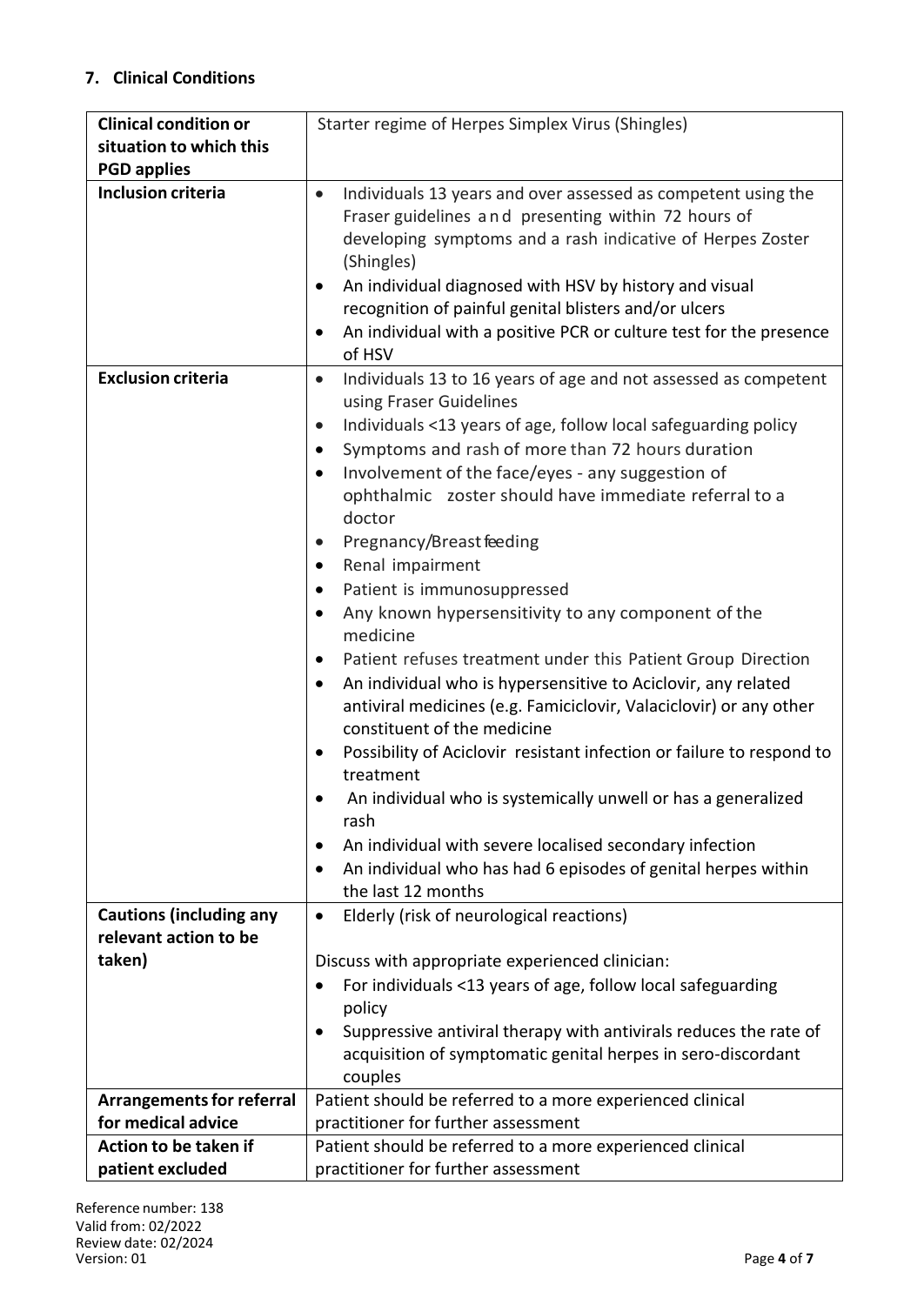## 7. Clinical Conditions

| | |
|---|---|
| **Clinical condition or situation to which this PGD applies** | Starter regime of Herpes Simplex Virus (Shingles) |
| **Inclusion criteria** | • Individuals 13 years and over assessed as competent using the Fraser guidelines and presenting within 72 hours of developing symptoms and a rash indicative of Herpes Zoster (Shingles)<br>• An individual diagnosed with HSV by history and visual recognition of painful genital blisters and/or ulcers<br>• An individual with a positive PCR or culture test for the presence of HSV |
| **Exclusion criteria** | • Individuals 13 to 16 years of age and not assessed as competent using Fraser Guidelines<br>• Individuals <13 years of age, follow local safeguarding policy<br>• Symptoms and rash of more than 72 hours duration<br>• Involvement of the face/eyes - any suggestion of ophthalmic zoster should have immediate referral to a doctor<br>• Pregnancy/Breast feeding<br>• Renal impairment<br>• Patient is immunosuppressed<br>• Any known hypersensitivity to any component of the medicine<br>• Patient refuses treatment under this Patient Group Direction<br>• An individual who is hypersensitive to Aciclovir, any related antiviral medicines (e.g. Famiciclovir, Valaciclovir) or any other constituent of the medicine<br>• Possibility of Aciclovir resistant infection or failure to respond to treatment<br>• An individual who is systemically unwell or has a generalized rash<br>• An individual with severe localised secondary infection<br>• An individual who has had 6 episodes of genital herpes within the last 12 months |
| **Cautions (including any relevant action to be taken)** | • Elderly (risk of neurological reactions)<br><br>Discuss with appropriate experienced clinician:<br>• For individuals <13 years of age, follow local safeguarding policy<br>• Suppressive antiviral therapy with antivirals reduces the rate of acquisition of symptomatic genital herpes in sero-discordant couples |
| **Arrangements for referral for medical advice** | Patient should be referred to a more experienced clinical practitioner for further assessment |
| **Action to be taken if patient excluded** | Patient should be referred to a more experienced clinical practitioner for further assessment |

Reference number: 138
Valid from: 02/2022
Review date: 02/2024
Version: 01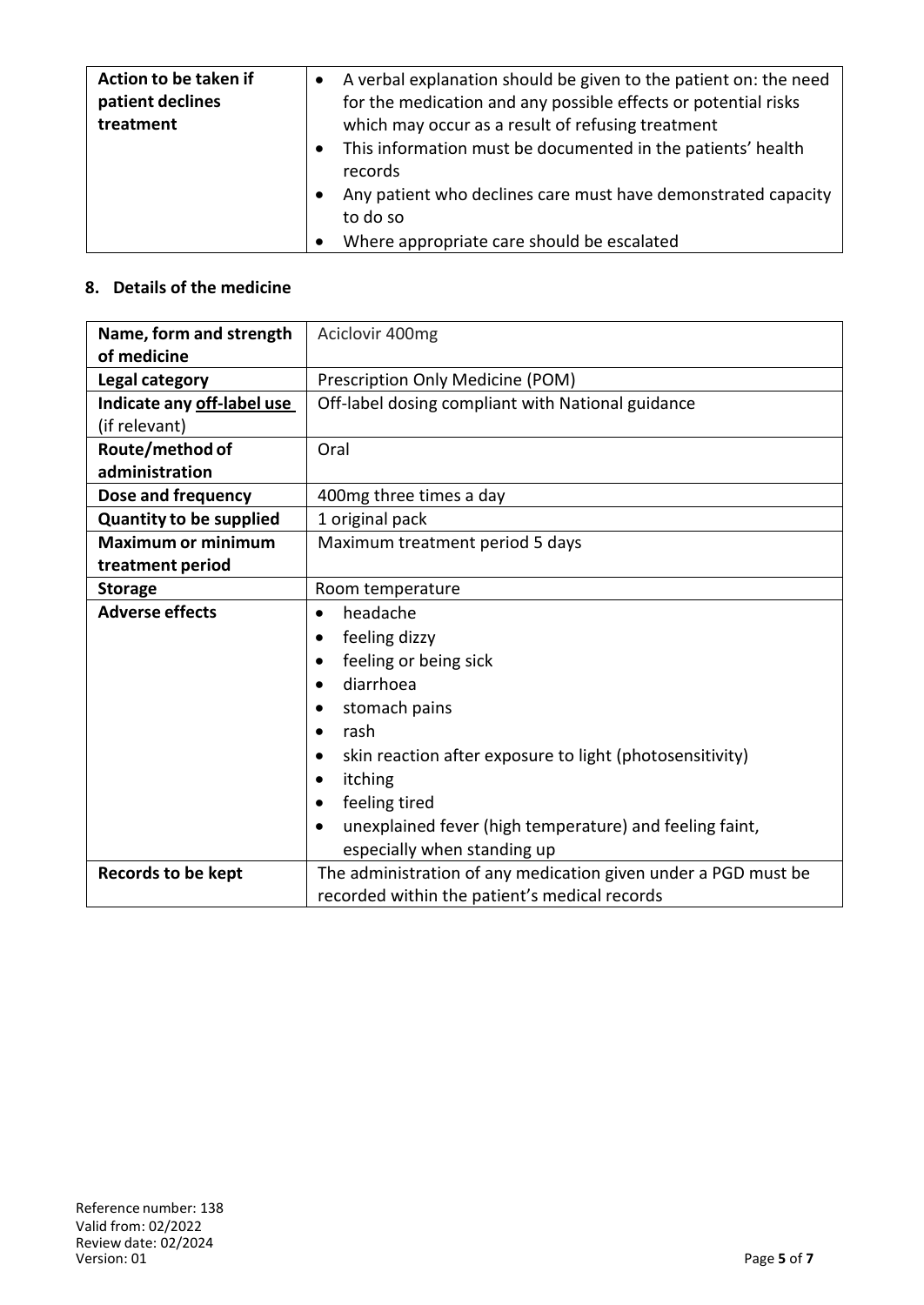| Action to be taken if patient declines treatment | <ul><li>A verbal explanation should be given to the patient on: the need for the medication and any possible effects or potential risks which may occur as a result of refusing treatment</li><li>This information must be documented in the patients' health records</li><li>Any patient who declines care must have demonstrated capacity to do so</li><li>Where appropriate care should be escalated</li></ul> |
|---|---|

## 8. Details of the medicine

| Name, form and strength of medicine | Aciclovir 400mg |
|---|---|
| **Legal category** | Prescription Only Medicine (POM) |
| **Indicate any off-label use** (if relevant) | Off-label dosing compliant with National guidance |
| **Route/method of administration** | Oral |
| **Dose and frequency** | 400mg three times a day |
| **Quantity to be supplied** | 1 original pack |
| **Maximum or minimum treatment period** | Maximum treatment period 5 days |
| **Storage** | Room temperature |
| **Adverse effects** | <ul><li>headache</li><li>feeling dizzy</li><li>feeling or being sick</li><li>diarrhoea</li><li>stomach pains</li><li>rash</li><li>skin reaction after exposure to light (photosensitivity)</li><li>itching</li><li>feeling tired</li><li>unexplained fever (high temperature) and feeling faint, especially when standing up</li></ul> |
| **Records to be kept** | The administration of any medication given under a PGD must be recorded within the patient's medical records |

Reference number: 138
Valid from: 02/2022
Review date: 02/2024
Version: 01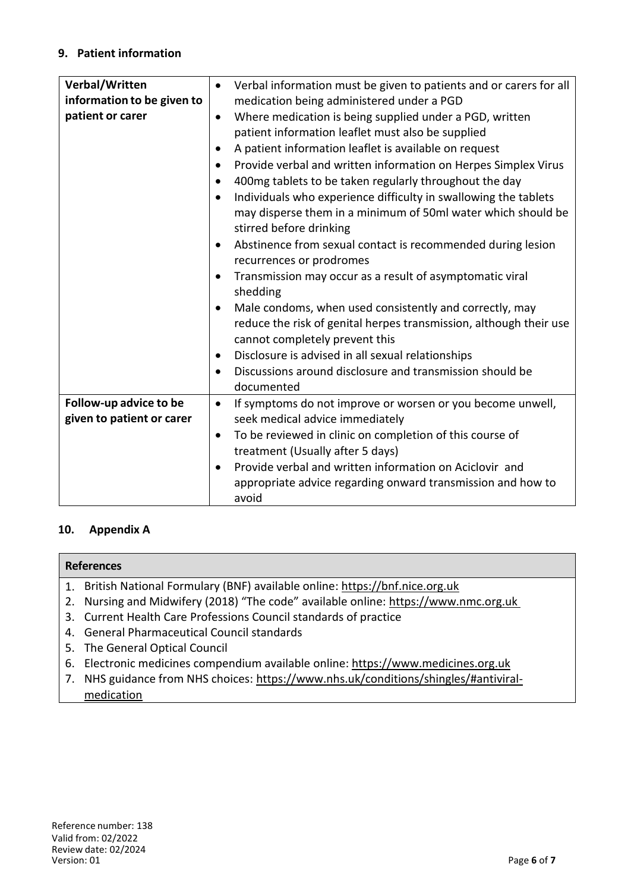## 9. Patient information

| | |
|---|---|
| **Verbal/Written information to be given to patient or carer** | • Verbal information must be given to patients and or carers for all medication being administered under a PGD<br>• Where medication is being supplied under a PGD, written patient information leaflet must also be supplied<br>• A patient information leaflet is available on request<br>• Provide verbal and written information on Herpes Simplex Virus<br>• 400mg tablets to be taken regularly throughout the day<br>• Individuals who experience difficulty in swallowing the tablets may disperse them in a minimum of 50ml water which should be stirred before drinking<br>• Abstinence from sexual contact is recommended during lesion recurrences or prodromes<br>• Transmission may occur as a result of asymptomatic viral shedding<br>• Male condoms, when used consistently and correctly, may reduce the risk of genital herpes transmission, although their use cannot completely prevent this<br>• Disclosure is advised in all sexual relationships<br>• Discussions around disclosure and transmission should be documented |
| **Follow-up advice to be given to patient or carer** | • If symptoms do not improve or worsen or you become unwell, seek medical advice immediately<br>• To be reviewed in clinic on completion of this course of treatment (Usually after 5 days)<br>• Provide verbal and written information on Aciclovir and appropriate advice regarding onward transmission and how to avoid |

## 10. Appendix A

| **References** |
|---|
| 1. British National Formulary (BNF) available online: https://bnf.nice.org.uk<br>2. Nursing and Midwifery (2018) "The code" available online: https://www.nmc.org.uk<br>3. Current Health Care Professions Council standards of practice<br>4. General Pharmaceutical Council standards<br>5. The General Optical Council<br>6. Electronic medicines compendium available online: https://www.medicines.org.uk<br>7. NHS guidance from NHS choices: https://www.nhs.uk/conditions/shingles/#antiviral-medication |

Reference number: 138
Valid from: 02/2022
Review date: 02/2024
Version: 01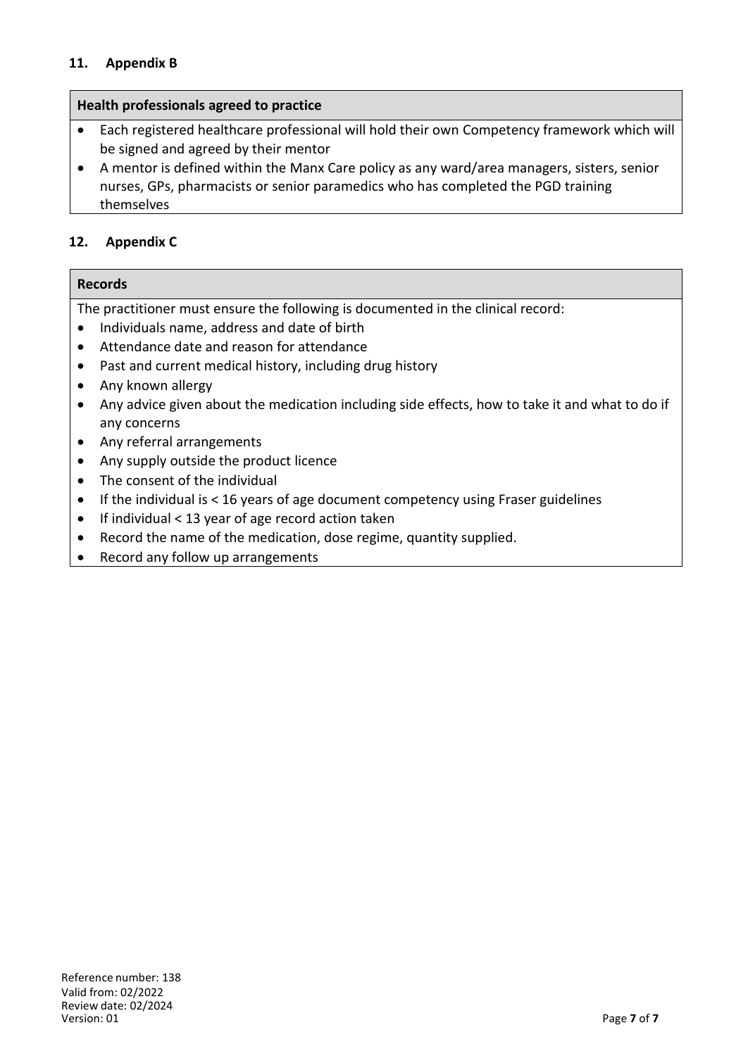## 11. Appendix B

**Health professionals agreed to practice**

- Each registered healthcare professional will hold their own Competency framework which will be signed and agreed by their mentor
- A mentor is defined within the Manx Care policy as any ward/area managers, sisters, senior nurses, GPs, pharmacists or senior paramedics who has completed the PGD training themselves

## 12. Appendix C

**Records**

The practitioner must ensure the following is documented in the clinical record:

- Individuals name, address and date of birth
- Attendance date and reason for attendance
- Past and current medical history, including drug history
- Any known allergy
- Any advice given about the medication including side effects, how to take it and what to do if any concerns
- Any referral arrangements
- Any supply outside the product licence
- The consent of the individual
- If the individual is < 16 years of age document competency using Fraser guidelines
- If individual < 13 year of age record action taken
- Record the name of the medication, dose regime, quantity supplied.
- Record any follow up arrangements

Reference number: 138
Valid from: 02/2022
Review date: 02/2024
Version: 01